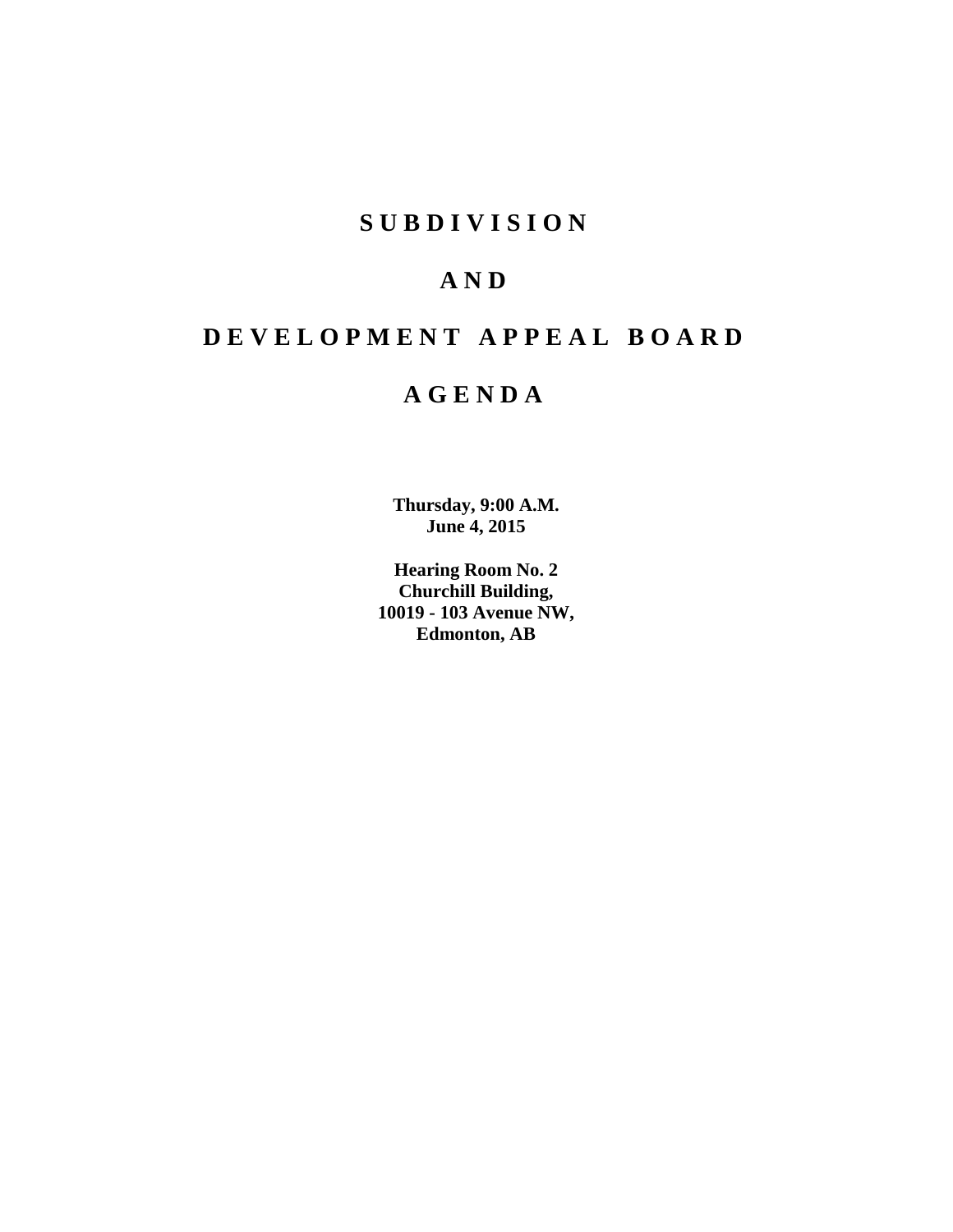# S U B D I V I S I O N

# A N D

# D E V E L O P M E N T   A P P E A L   B O A R D

# A G E N D A

**Thursday, 9:00 A.M.**
**June 4, 2015**

**Hearing Room No. 2**
**Churchill Building,**
**10019 - 103 Avenue NW,**
**Edmonton, AB**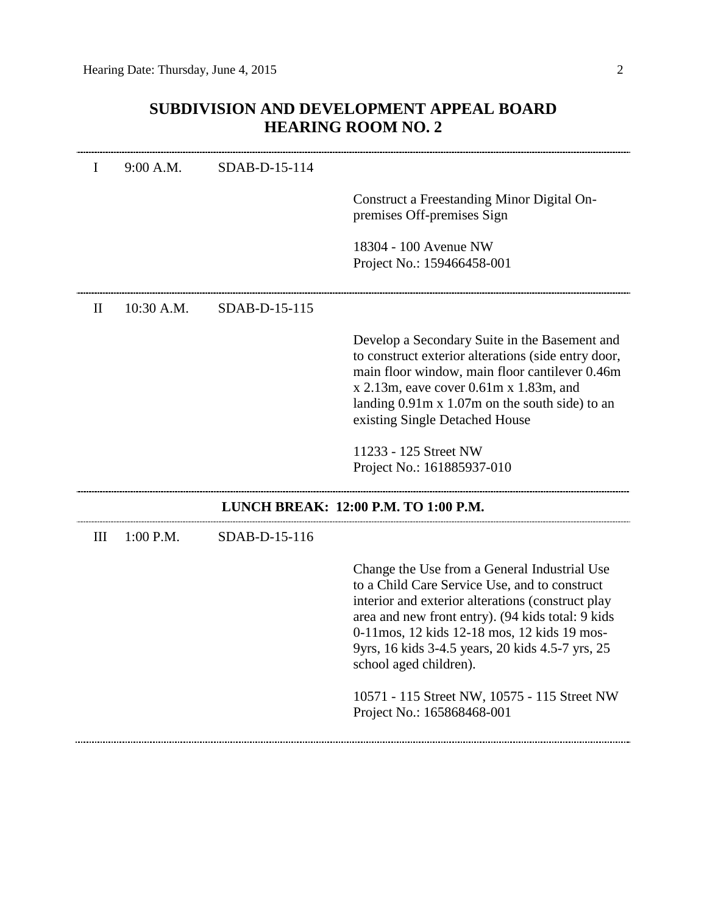## SUBDIVISION AND DEVELOPMENT APPEAL BOARD
## HEARING ROOM NO. 2

---

I 9:00 A.M. SDAB-D-15-114

Construct a Freestanding Minor Digital On-premises Off-premises Sign

18304 - 100 Avenue NW
Project No.: 159466458-001

---

II 10:30 A.M. SDAB-D-15-115

Develop a Secondary Suite in the Basement and to construct exterior alterations (side entry door, main floor window, main floor cantilever 0.46m x 2.13m, eave cover 0.61m x 1.83m, and landing 0.91m x 1.07m on the south side) to an existing Single Detached House

11233 - 125 Street NW
Project No.: 161885937-010

---

**LUNCH BREAK: 12:00 P.M. TO 1:00 P.M.**

---

III 1:00 P.M. SDAB-D-15-116

Change the Use from a General Industrial Use to a Child Care Service Use, and to construct interior and exterior alterations (construct play area and new front entry). (94 kids total: 9 kids 0-11mos, 12 kids 12-18 mos, 12 kids 19 mos-9yrs, 16 kids 3-4.5 years, 20 kids 4.5-7 yrs, 25 school aged children).

10571 - 115 Street NW, 10575 - 115 Street NW
Project No.: 165868468-001

---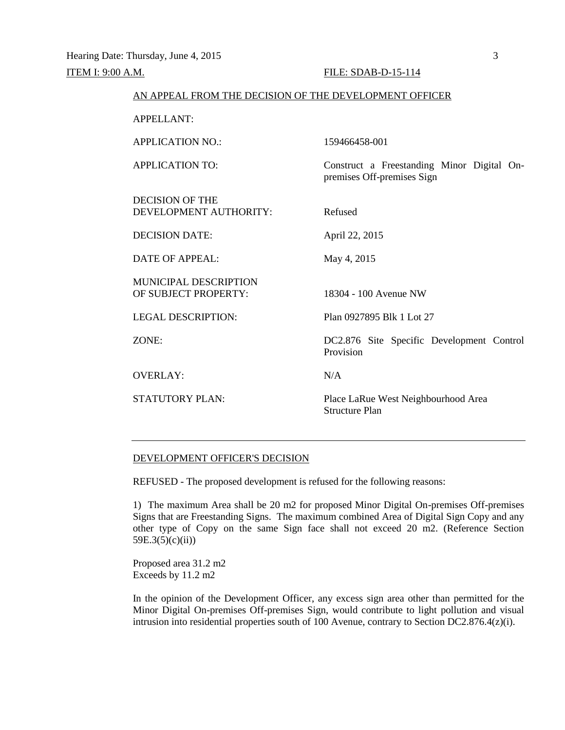Hearing Date: Thursday, June 4, 2015

ITEM I: 9:00 A.M. FILE: SDAB-D-15-114

AN APPEAL FROM THE DECISION OF THE DEVELOPMENT OFFICER

| | |
|---|---|
| APPELLANT: | |
| APPLICATION NO.: | 159466458-001 |
| APPLICATION TO: | Construct a Freestanding Minor Digital On-premises Off-premises Sign |
| DECISION OF THE DEVELOPMENT AUTHORITY: | Refused |
| DECISION DATE: | April 22, 2015 |
| DATE OF APPEAL: | May 4, 2015 |
| MUNICIPAL DESCRIPTION OF SUBJECT PROPERTY: | 18304 - 100 Avenue NW |
| LEGAL DESCRIPTION: | Plan 0927895 Blk 1 Lot 27 |
| ZONE: | DC2.876 Site Specific Development Control Provision |
| OVERLAY: | N/A |
| STATUTORY PLAN: | Place LaRue West Neighbourhood Area Structure Plan |

---

DEVELOPMENT OFFICER'S DECISION

REFUSED - The proposed development is refused for the following reasons:

1) The maximum Area shall be 20 m2 for proposed Minor Digital On-premises Off-premises Signs that are Freestanding Signs. The maximum combined Area of Digital Sign Copy and any other type of Copy on the same Sign face shall not exceed 20 m2. (Reference Section 59E.3(5)(c)(ii))

Proposed area 31.2 m2
Exceeds by 11.2 m2

In the opinion of the Development Officer, any excess sign area other than permitted for the Minor Digital On-premises Off-premises Sign, would contribute to light pollution and visual intrusion into residential properties south of 100 Avenue, contrary to Section DC2.876.4(z)(i).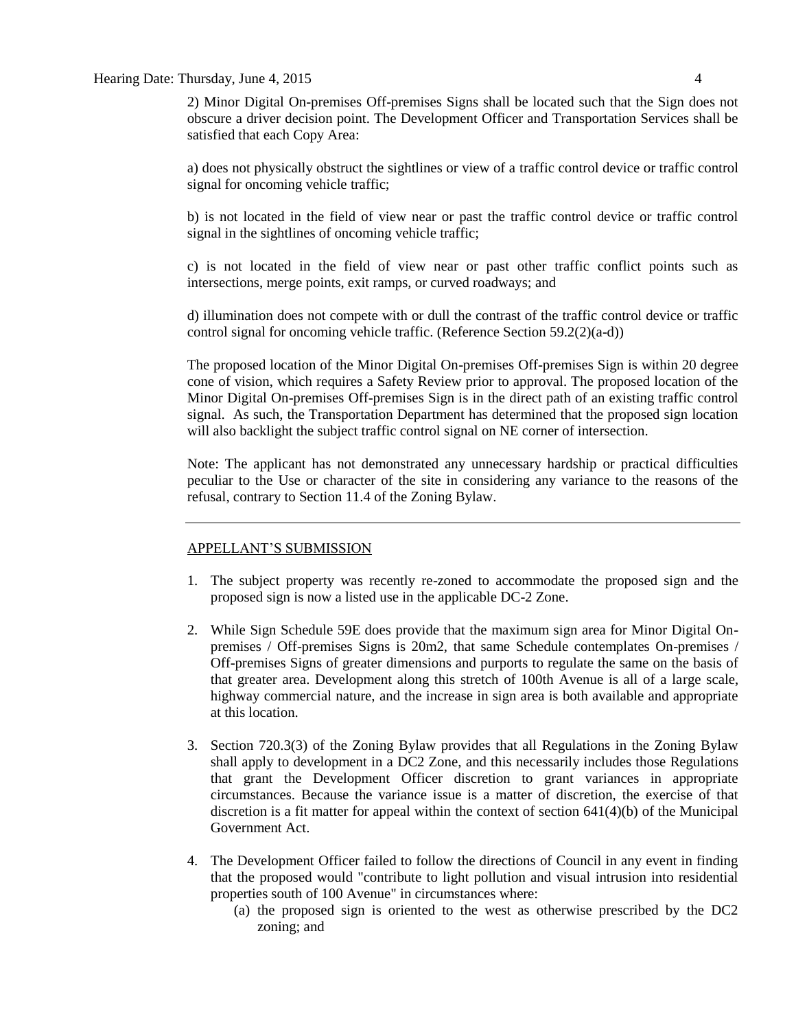2) Minor Digital On-premises Off-premises Signs shall be located such that the Sign does not obscure a driver decision point. The Development Officer and Transportation Services shall be satisfied that each Copy Area:

a) does not physically obstruct the sightlines or view of a traffic control device or traffic control signal for oncoming vehicle traffic;

b) is not located in the field of view near or past the traffic control device or traffic control signal in the sightlines of oncoming vehicle traffic;

c) is not located in the field of view near or past other traffic conflict points such as intersections, merge points, exit ramps, or curved roadways; and

d) illumination does not compete with or dull the contrast of the traffic control device or traffic control signal for oncoming vehicle traffic. (Reference Section 59.2(2)(a-d))

The proposed location of the Minor Digital On-premises Off-premises Sign is within 20 degree cone of vision, which requires a Safety Review prior to approval. The proposed location of the Minor Digital On-premises Off-premises Sign is in the direct path of an existing traffic control signal. As such, the Transportation Department has determined that the proposed sign location will also backlight the subject traffic control signal on NE corner of intersection.

Note: The applicant has not demonstrated any unnecessary hardship or practical difficulties peculiar to the Use or character of the site in considering any variance to the reasons of the refusal, contrary to Section 11.4 of the Zoning Bylaw.

---

## APPELLANT'S SUBMISSION

1. The subject property was recently re-zoned to accommodate the proposed sign and the proposed sign is now a listed use in the applicable DC-2 Zone.

2. While Sign Schedule 59E does provide that the maximum sign area for Minor Digital On-premises / Off-premises Signs is 20m2, that same Schedule contemplates On-premises / Off-premises Signs of greater dimensions and purports to regulate the same on the basis of that greater area. Development along this stretch of 100th Avenue is all of a large scale, highway commercial nature, and the increase in sign area is both available and appropriate at this location.

3. Section 720.3(3) of the Zoning Bylaw provides that all Regulations in the Zoning Bylaw shall apply to development in a DC2 Zone, and this necessarily includes those Regulations that grant the Development Officer discretion to grant variances in appropriate circumstances. Because the variance issue is a matter of discretion, the exercise of that discretion is a fit matter for appeal within the context of section 641(4)(b) of the Municipal Government Act.

4. The Development Officer failed to follow the directions of Council in any event in finding that the proposed would "contribute to light pollution and visual intrusion into residential properties south of 100 Avenue" in circumstances where:
   (a) the proposed sign is oriented to the west as otherwise prescribed by the DC2 zoning; and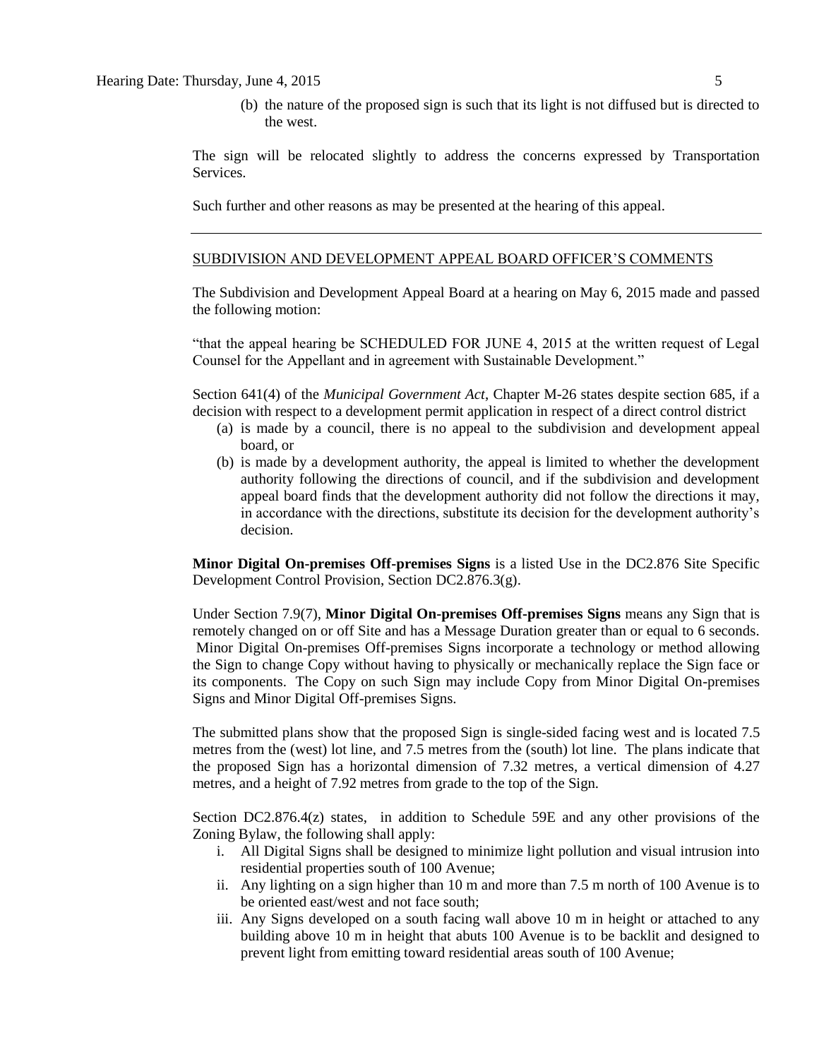(b) the nature of the proposed sign is such that its light is not diffused but is directed to the west.

The sign will be relocated slightly to address the concerns expressed by Transportation Services.

Such further and other reasons as may be presented at the hearing of this appeal.

---

## SUBDIVISION AND DEVELOPMENT APPEAL BOARD OFFICER'S COMMENTS

The Subdivision and Development Appeal Board at a hearing on May 6, 2015 made and passed the following motion:

"that the appeal hearing be SCHEDULED FOR JUNE 4, 2015 at the written request of Legal Counsel for the Appellant and in agreement with Sustainable Development."

Section 641(4) of the *Municipal Government Act*, Chapter M-26 states despite section 685, if a decision with respect to a development permit application in respect of a direct control district

(a) is made by a council, there is no appeal to the subdivision and development appeal board, or

(b) is made by a development authority, the appeal is limited to whether the development authority following the directions of council, and if the subdivision and development appeal board finds that the development authority did not follow the directions it may, in accordance with the directions, substitute its decision for the development authority's decision.

**Minor Digital On-premises Off-premises Signs** is a listed Use in the DC2.876 Site Specific Development Control Provision, Section DC2.876.3(g).

Under Section 7.9(7), **Minor Digital On-premises Off-premises Signs** means any Sign that is remotely changed on or off Site and has a Message Duration greater than or equal to 6 seconds. Minor Digital On-premises Off-premises Signs incorporate a technology or method allowing the Sign to change Copy without having to physically or mechanically replace the Sign face or its components. The Copy on such Sign may include Copy from Minor Digital On-premises Signs and Minor Digital Off-premises Signs.

The submitted plans show that the proposed Sign is single-sided facing west and is located 7.5 metres from the (west) lot line, and 7.5 metres from the (south) lot line. The plans indicate that the proposed Sign has a horizontal dimension of 7.32 metres, a vertical dimension of 4.27 metres, and a height of 7.92 metres from grade to the top of the Sign.

Section DC2.876.4(z) states, in addition to Schedule 59E and any other provisions of the Zoning Bylaw, the following shall apply:

i. All Digital Signs shall be designed to minimize light pollution and visual intrusion into residential properties south of 100 Avenue;

ii. Any lighting on a sign higher than 10 m and more than 7.5 m north of 100 Avenue is to be oriented east/west and not face south;

iii. Any Signs developed on a south facing wall above 10 m in height or attached to any building above 10 m in height that abuts 100 Avenue is to be backlit and designed to prevent light from emitting toward residential areas south of 100 Avenue;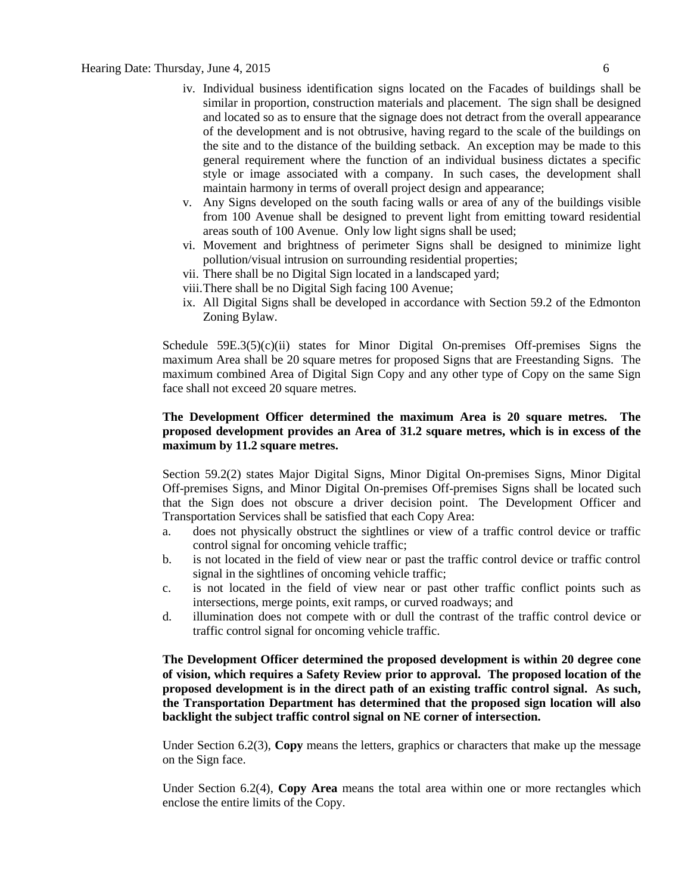iv. Individual business identification signs located on the Facades of buildings shall be similar in proportion, construction materials and placement. The sign shall be designed and located so as to ensure that the signage does not detract from the overall appearance of the development and is not obtrusive, having regard to the scale of the buildings on the site and to the distance of the building setback. An exception may be made to this general requirement where the function of an individual business dictates a specific style or image associated with a company. In such cases, the development shall maintain harmony in terms of overall project design and appearance;
v. Any Signs developed on the south facing walls or area of any of the buildings visible from 100 Avenue shall be designed to prevent light from emitting toward residential areas south of 100 Avenue. Only low light signs shall be used;
vi. Movement and brightness of perimeter Signs shall be designed to minimize light pollution/visual intrusion on surrounding residential properties;
vii. There shall be no Digital Sign located in a landscaped yard;
viii. There shall be no Digital Sigh facing 100 Avenue;
ix. All Digital Signs shall be developed in accordance with Section 59.2 of the Edmonton Zoning Bylaw.

Schedule 59E.3(5)(c)(ii) states for Minor Digital On-premises Off-premises Signs the maximum Area shall be 20 square metres for proposed Signs that are Freestanding Signs. The maximum combined Area of Digital Sign Copy and any other type of Copy on the same Sign face shall not exceed 20 square metres.

**The Development Officer determined the maximum Area is 20 square metres. The proposed development provides an Area of 31.2 square metres, which is in excess of the maximum by 11.2 square metres.**

Section 59.2(2) states Major Digital Signs, Minor Digital On-premises Signs, Minor Digital Off-premises Signs, and Minor Digital On-premises Off-premises Signs shall be located such that the Sign does not obscure a driver decision point. The Development Officer and Transportation Services shall be satisfied that each Copy Area:

a. does not physically obstruct the sightlines or view of a traffic control device or traffic control signal for oncoming vehicle traffic;
b. is not located in the field of view near or past the traffic control device or traffic control signal in the sightlines of oncoming vehicle traffic;
c. is not located in the field of view near or past other traffic conflict points such as intersections, merge points, exit ramps, or curved roadways; and
d. illumination does not compete with or dull the contrast of the traffic control device or traffic control signal for oncoming vehicle traffic.

**The Development Officer determined the proposed development is within 20 degree cone of vision, which requires a Safety Review prior to approval. The proposed location of the proposed development is in the direct path of an existing traffic control signal. As such, the Transportation Department has determined that the proposed sign location will also backlight the subject traffic control signal on NE corner of intersection.**

Under Section 6.2(3), **Copy** means the letters, graphics or characters that make up the message on the Sign face.

Under Section 6.2(4), **Copy Area** means the total area within one or more rectangles which enclose the entire limits of the Copy.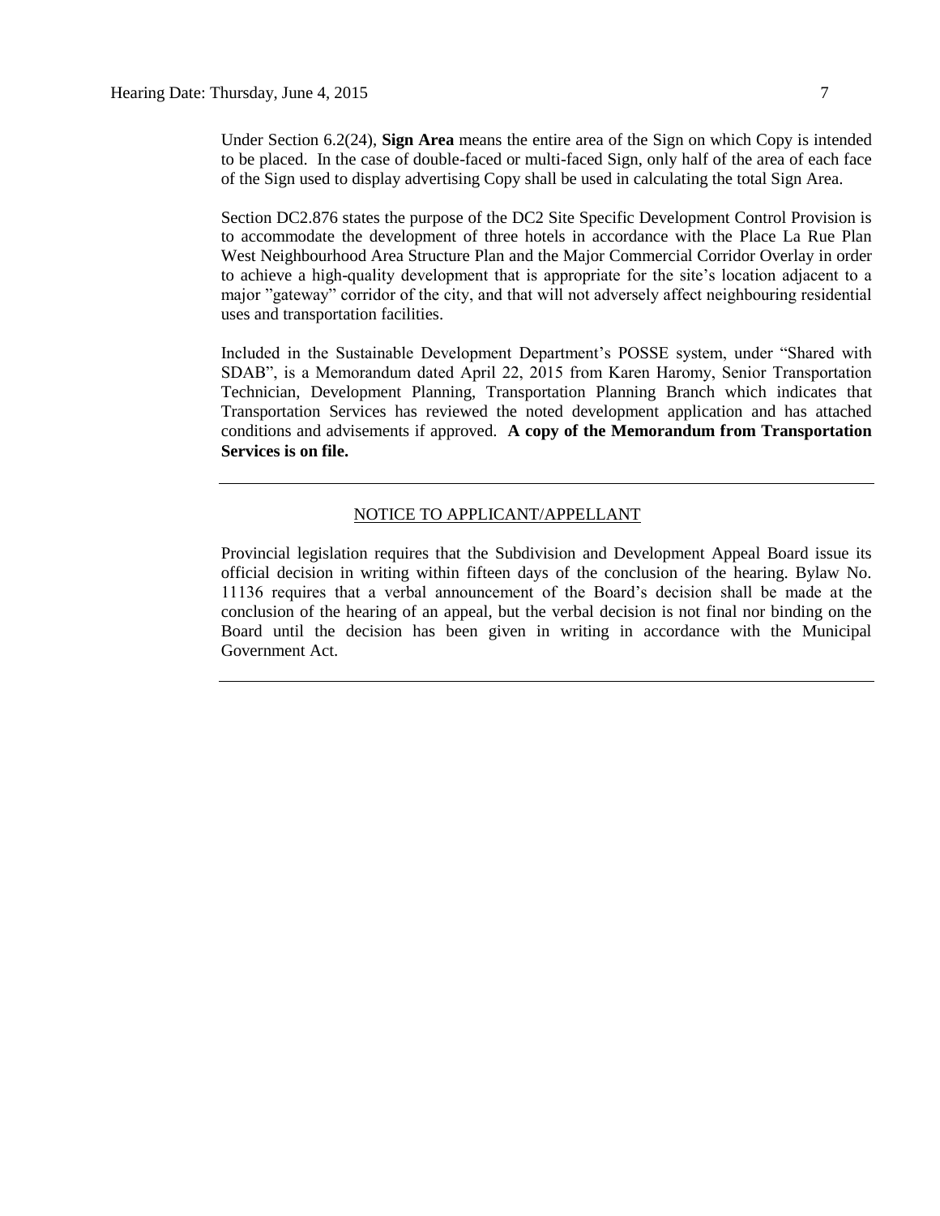Under Section 6.2(24), **Sign Area** means the entire area of the Sign on which Copy is intended to be placed. In the case of double-faced or multi-faced Sign, only half of the area of each face of the Sign used to display advertising Copy shall be used in calculating the total Sign Area.

Section DC2.876 states the purpose of the DC2 Site Specific Development Control Provision is to accommodate the development of three hotels in accordance with the Place La Rue Plan West Neighbourhood Area Structure Plan and the Major Commercial Corridor Overlay in order to achieve a high-quality development that is appropriate for the site's location adjacent to a major "gateway" corridor of the city, and that will not adversely affect neighbouring residential uses and transportation facilities.

Included in the Sustainable Development Department's POSSE system, under "Shared with SDAB", is a Memorandum dated April 22, 2015 from Karen Haromy, Senior Transportation Technician, Development Planning, Transportation Planning Branch which indicates that Transportation Services has reviewed the noted development application and has attached conditions and advisements if approved. **A copy of the Memorandum from Transportation Services is on file.**

---

NOTICE TO APPLICANT/APPELLANT

Provincial legislation requires that the Subdivision and Development Appeal Board issue its official decision in writing within fifteen days of the conclusion of the hearing. Bylaw No. 11136 requires that a verbal announcement of the Board's decision shall be made at the conclusion of the hearing of an appeal, but the verbal decision is not final nor binding on the Board until the decision has been given in writing in accordance with the Municipal Government Act.

---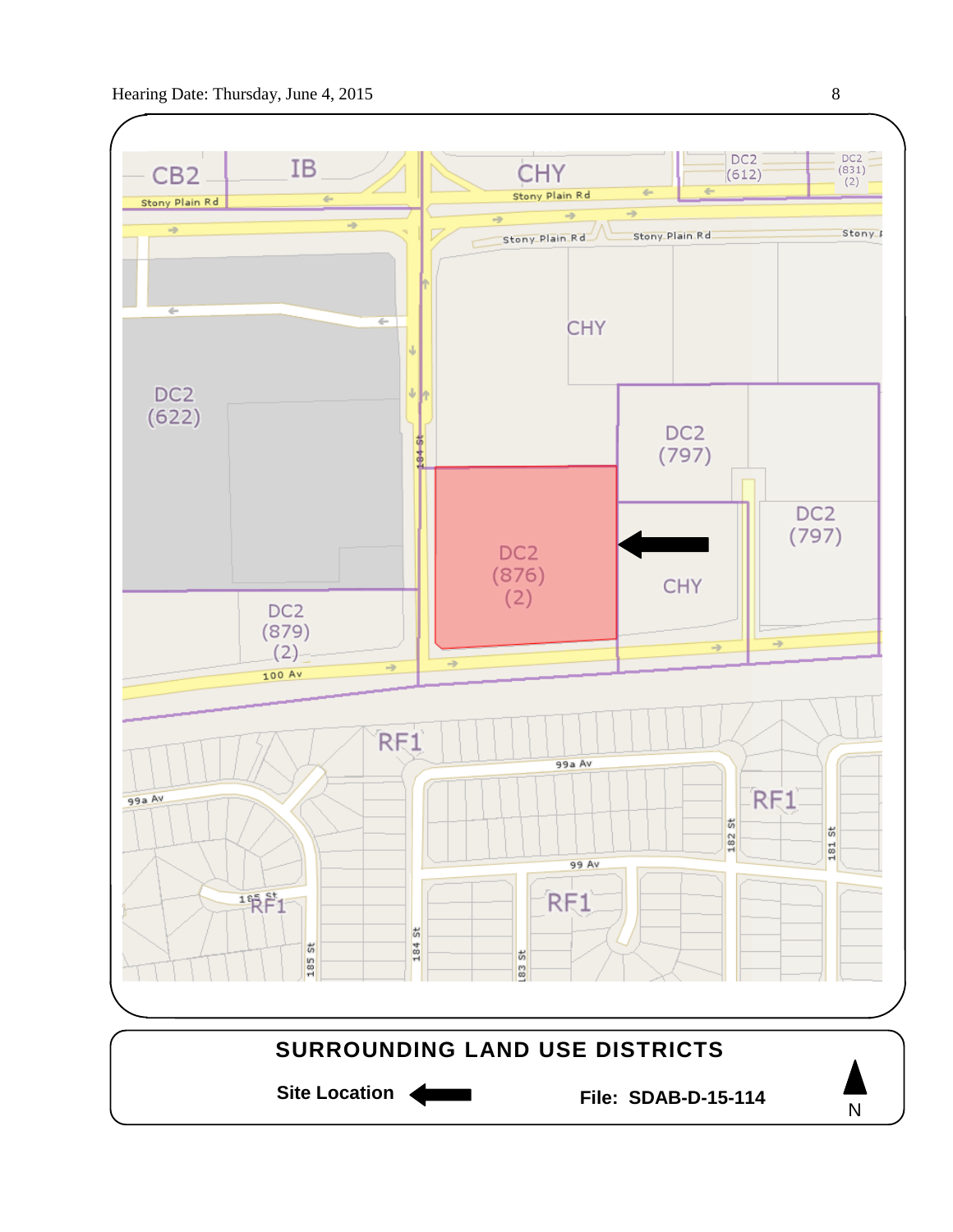**SURROUNDING LAND USE DISTRICTS**

**Site Location** ←

**File: SDAB-D-15-114**

N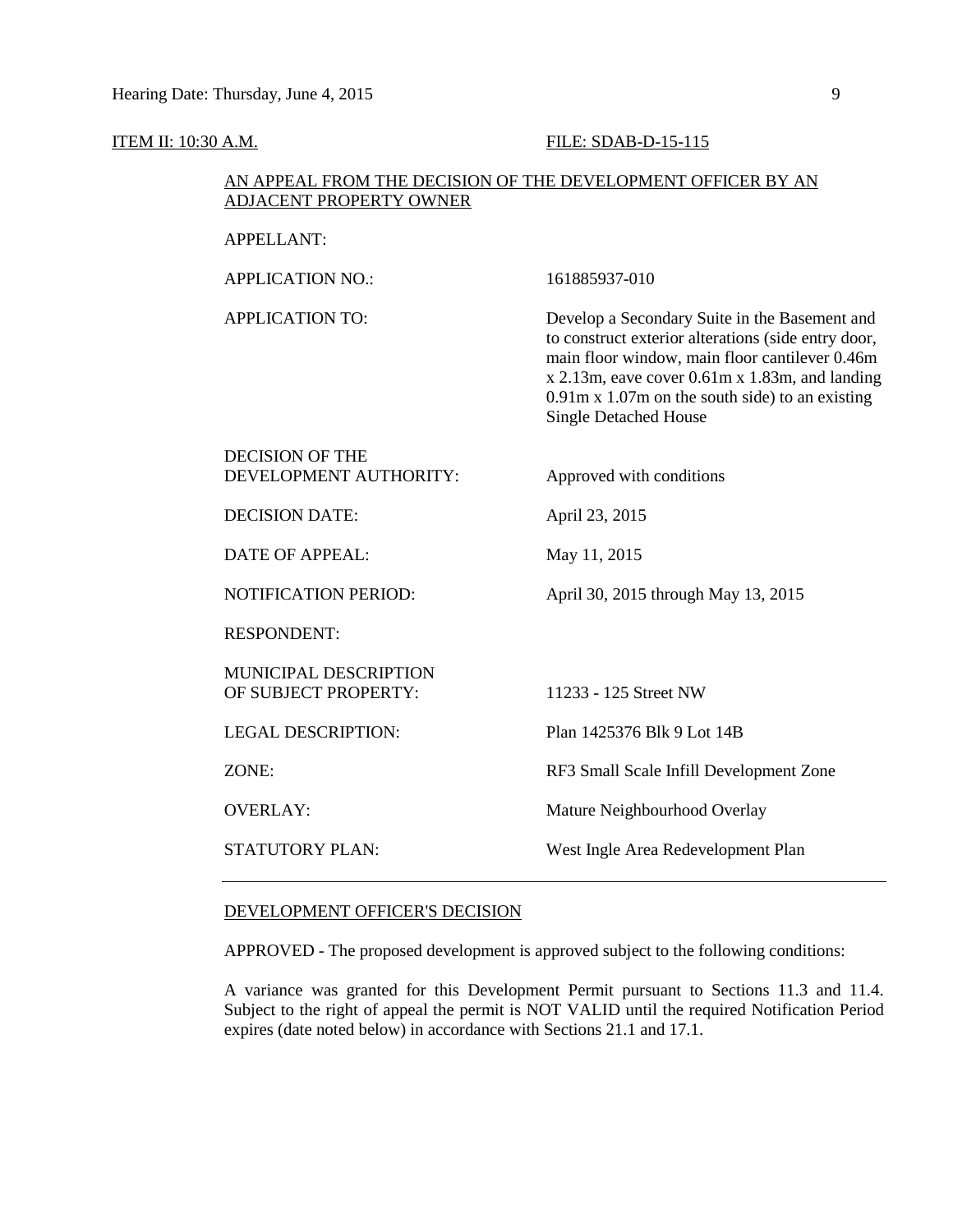ITEM II: 10:30 A.M.    FILE: SDAB-D-15-115

AN APPEAL FROM THE DECISION OF THE DEVELOPMENT OFFICER BY AN ADJACENT PROPERTY OWNER

| | |
|---|---|
| APPELLANT: | |
| APPLICATION NO.: | 161885937-010 |
| APPLICATION TO: | Develop a Secondary Suite in the Basement and to construct exterior alterations (side entry door, main floor window, main floor cantilever 0.46m x 2.13m, eave cover 0.61m x 1.83m, and landing 0.91m x 1.07m on the south side) to an existing Single Detached House |
| DECISION OF THE DEVELOPMENT AUTHORITY: | Approved with conditions |
| DECISION DATE: | April 23, 2015 |
| DATE OF APPEAL: | May 11, 2015 |
| NOTIFICATION PERIOD: | April 30, 2015 through May 13, 2015 |
| RESPONDENT: | |
| MUNICIPAL DESCRIPTION OF SUBJECT PROPERTY: | 11233 - 125 Street NW |
| LEGAL DESCRIPTION: | Plan 1425376 Blk 9 Lot 14B |
| ZONE: | RF3 Small Scale Infill Development Zone |
| OVERLAY: | Mature Neighbourhood Overlay |
| STATUTORY PLAN: | West Ingle Area Redevelopment Plan |

---

DEVELOPMENT OFFICER'S DECISION

APPROVED - The proposed development is approved subject to the following conditions:

A variance was granted for this Development Permit pursuant to Sections 11.3 and 11.4. Subject to the right of appeal the permit is NOT VALID until the required Notification Period expires (date noted below) in accordance with Sections 21.1 and 17.1.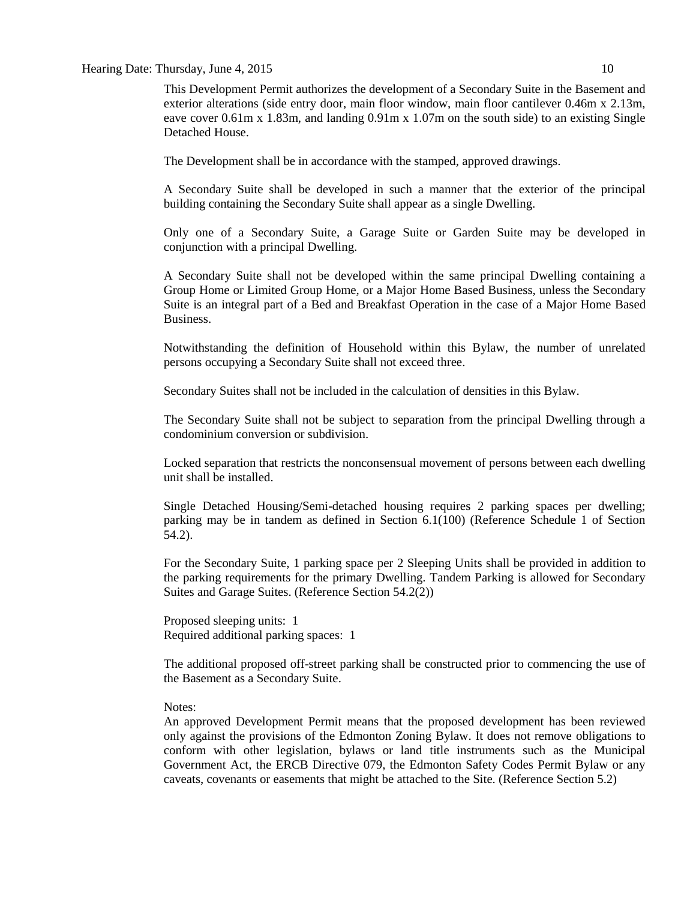This Development Permit authorizes the development of a Secondary Suite in the Basement and exterior alterations (side entry door, main floor window, main floor cantilever 0.46m x 2.13m, eave cover 0.61m x 1.83m, and landing 0.91m x 1.07m on the south side) to an existing Single Detached House.

The Development shall be in accordance with the stamped, approved drawings.

A Secondary Suite shall be developed in such a manner that the exterior of the principal building containing the Secondary Suite shall appear as a single Dwelling.

Only one of a Secondary Suite, a Garage Suite or Garden Suite may be developed in conjunction with a principal Dwelling.

A Secondary Suite shall not be developed within the same principal Dwelling containing a Group Home or Limited Group Home, or a Major Home Based Business, unless the Secondary Suite is an integral part of a Bed and Breakfast Operation in the case of a Major Home Based Business.

Notwithstanding the definition of Household within this Bylaw, the number of unrelated persons occupying a Secondary Suite shall not exceed three.

Secondary Suites shall not be included in the calculation of densities in this Bylaw.

The Secondary Suite shall not be subject to separation from the principal Dwelling through a condominium conversion or subdivision.

Locked separation that restricts the nonconsensual movement of persons between each dwelling unit shall be installed.

Single Detached Housing/Semi-detached housing requires 2 parking spaces per dwelling; parking may be in tandem as defined in Section 6.1(100) (Reference Schedule 1 of Section 54.2).

For the Secondary Suite, 1 parking space per 2 Sleeping Units shall be provided in addition to the parking requirements for the primary Dwelling. Tandem Parking is allowed for Secondary Suites and Garage Suites. (Reference Section 54.2(2))

Proposed sleeping units: 1
Required additional parking spaces: 1

The additional proposed off-street parking shall be constructed prior to commencing the use of the Basement as a Secondary Suite.

Notes:
An approved Development Permit means that the proposed development has been reviewed only against the provisions of the Edmonton Zoning Bylaw. It does not remove obligations to conform with other legislation, bylaws or land title instruments such as the Municipal Government Act, the ERCB Directive 079, the Edmonton Safety Codes Permit Bylaw or any caveats, covenants or easements that might be attached to the Site. (Reference Section 5.2)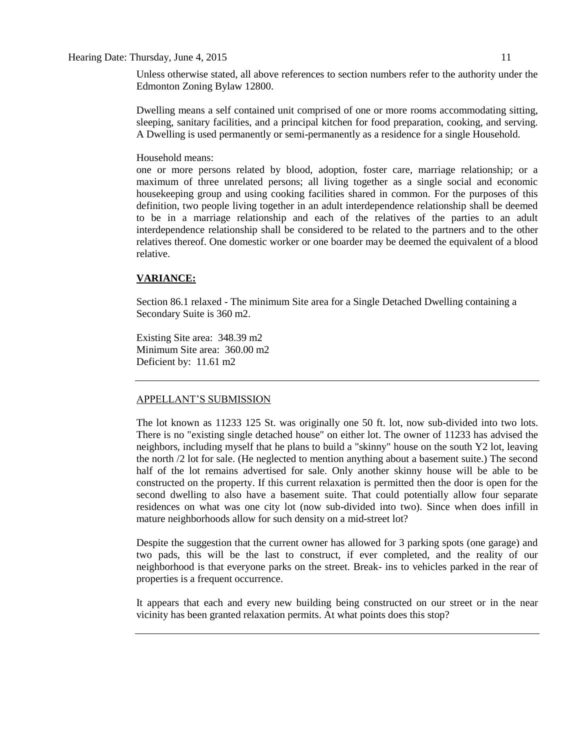Unless otherwise stated, all above references to section numbers refer to the authority under the Edmonton Zoning Bylaw 12800.

Dwelling means a self contained unit comprised of one or more rooms accommodating sitting, sleeping, sanitary facilities, and a principal kitchen for food preparation, cooking, and serving. A Dwelling is used permanently or semi-permanently as a residence for a single Household.

Household means:
one or more persons related by blood, adoption, foster care, marriage relationship; or a maximum of three unrelated persons; all living together as a single social and economic housekeeping group and using cooking facilities shared in common. For the purposes of this definition, two people living together in an adult interdependence relationship shall be deemed to be in a marriage relationship and each of the relatives of the parties to an adult interdependence relationship shall be considered to be related to the partners and to the other relatives thereof. One domestic worker or one boarder may be deemed the equivalent of a blood relative.

**VARIANCE:**

Section 86.1 relaxed - The minimum Site area for a Single Detached Dwelling containing a Secondary Suite is 360 m2.

Existing Site area: 348.39 m2
Minimum Site area: 360.00 m2
Deficient by: 11.61 m2

---

APPELLANT'S SUBMISSION

The lot known as 11233 125 St. was originally one 50 ft. lot, now sub-divided into two lots. There is no "existing single detached house" on either lot. The owner of 11233 has advised the neighbors, including myself that he plans to build a "skinny" house on the south Y2 lot, leaving the north /2 lot for sale. (He neglected to mention anything about a basement suite.) The second half of the lot remains advertised for sale. Only another skinny house will be able to be constructed on the property. If this current relaxation is permitted then the door is open for the second dwelling to also have a basement suite. That could potentially allow four separate residences on what was one city lot (now sub-divided into two). Since when does infill in mature neighborhoods allow for such density on a mid-street lot?

Despite the suggestion that the current owner has allowed for 3 parking spots (one garage) and two pads, this will be the last to construct, if ever completed, and the reality of our neighborhood is that everyone parks on the street. Break- ins to vehicles parked in the rear of properties is a frequent occurrence.

It appears that each and every new building being constructed on our street or in the near vicinity has been granted relaxation permits. At what points does this stop?

---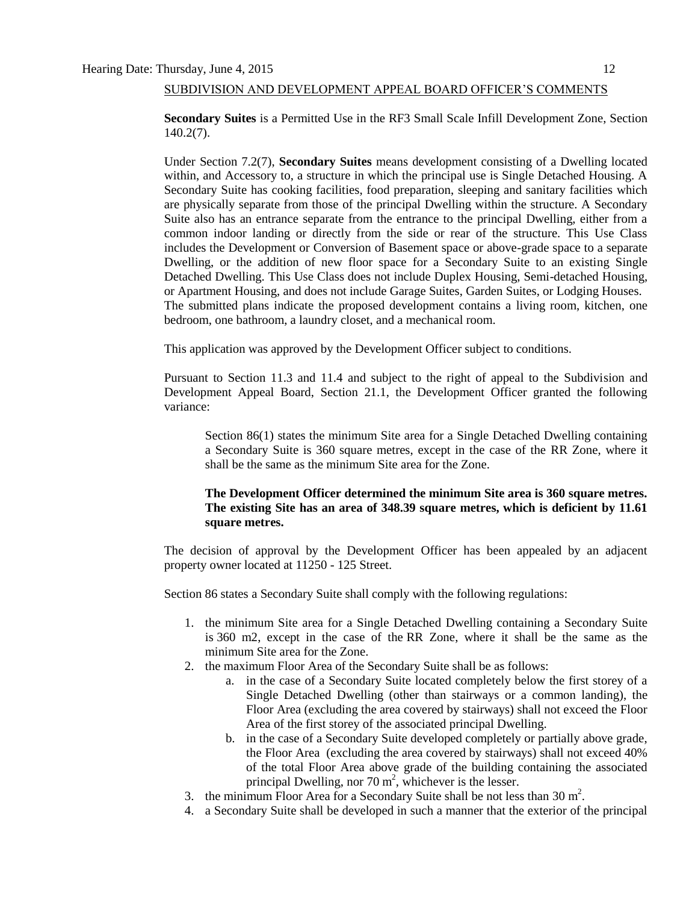SUBDIVISION AND DEVELOPMENT APPEAL BOARD OFFICER'S COMMENTS

**Secondary Suites** is a Permitted Use in the RF3 Small Scale Infill Development Zone, Section 140.2(7).

Under Section 7.2(7), **Secondary Suites** means development consisting of a Dwelling located within, and Accessory to, a structure in which the principal use is Single Detached Housing. A Secondary Suite has cooking facilities, food preparation, sleeping and sanitary facilities which are physically separate from those of the principal Dwelling within the structure. A Secondary Suite also has an entrance separate from the entrance to the principal Dwelling, either from a common indoor landing or directly from the side or rear of the structure. This Use Class includes the Development or Conversion of Basement space or above-grade space to a separate Dwelling, or the addition of new floor space for a Secondary Suite to an existing Single Detached Dwelling. This Use Class does not include Duplex Housing, Semi-detached Housing, or Apartment Housing, and does not include Garage Suites, Garden Suites, or Lodging Houses. The submitted plans indicate the proposed development contains a living room, kitchen, one bedroom, one bathroom, a laundry closet, and a mechanical room.

This application was approved by the Development Officer subject to conditions.

Pursuant to Section 11.3 and 11.4 and subject to the right of appeal to the Subdivision and Development Appeal Board, Section 21.1, the Development Officer granted the following variance:

> Section 86(1) states the minimum Site area for a Single Detached Dwelling containing a Secondary Suite is 360 square metres, except in the case of the RR Zone, where it shall be the same as the minimum Site area for the Zone.
>
> **The Development Officer determined the minimum Site area is 360 square metres. The existing Site has an area of 348.39 square metres, which is deficient by 11.61 square metres.**

The decision of approval by the Development Officer has been appealed by an adjacent property owner located at 11250 - 125 Street.

Section 86 states a Secondary Suite shall comply with the following regulations:

1. the minimum Site area for a Single Detached Dwelling containing a Secondary Suite is 360 m2, except in the case of the RR Zone, where it shall be the same as the minimum Site area for the Zone.
2. the maximum Floor Area of the Secondary Suite shall be as follows:
   a. in the case of a Secondary Suite located completely below the first storey of a Single Detached Dwelling (other than stairways or a common landing), the Floor Area (excluding the area covered by stairways) shall not exceed the Floor Area of the first storey of the associated principal Dwelling.
   b. in the case of a Secondary Suite developed completely or partially above grade, the Floor Area (excluding the area covered by stairways) shall not exceed 40% of the total Floor Area above grade of the building containing the associated principal Dwelling, nor 70 $m^2$, whichever is the lesser.
3. the minimum Floor Area for a Secondary Suite shall be not less than 30 $m^2$.
4. a Secondary Suite shall be developed in such a manner that the exterior of the principal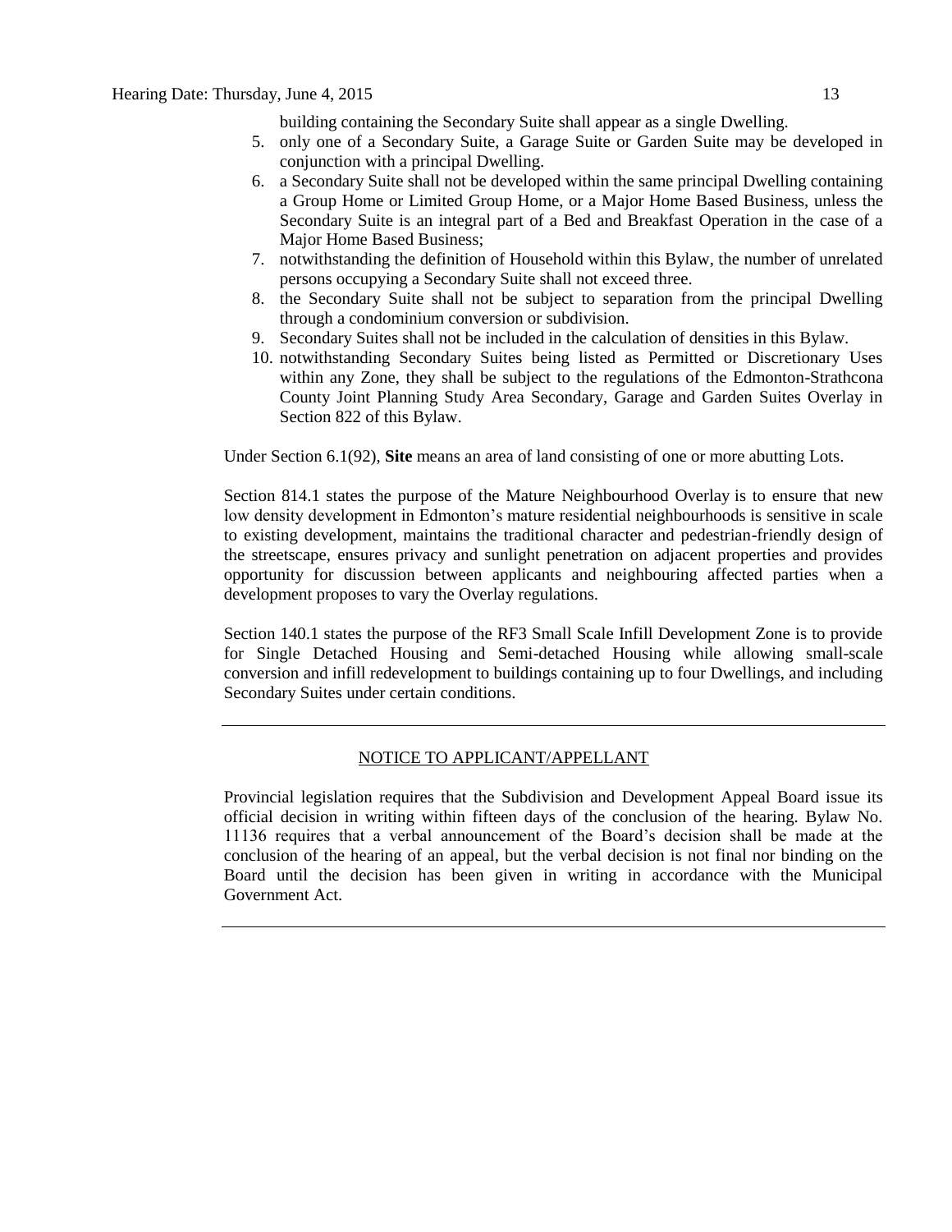building containing the Secondary Suite shall appear as a single Dwelling.

5. only one of a Secondary Suite, a Garage Suite or Garden Suite may be developed in conjunction with a principal Dwelling.
6. a Secondary Suite shall not be developed within the same principal Dwelling containing a Group Home or Limited Group Home, or a Major Home Based Business, unless the Secondary Suite is an integral part of a Bed and Breakfast Operation in the case of a Major Home Based Business;
7. notwithstanding the definition of Household within this Bylaw, the number of unrelated persons occupying a Secondary Suite shall not exceed three.
8. the Secondary Suite shall not be subject to separation from the principal Dwelling through a condominium conversion or subdivision.
9. Secondary Suites shall not be included in the calculation of densities in this Bylaw.
10. notwithstanding Secondary Suites being listed as Permitted or Discretionary Uses within any Zone, they shall be subject to the regulations of the Edmonton-Strathcona County Joint Planning Study Area Secondary, Garage and Garden Suites Overlay in Section 822 of this Bylaw.

Under Section 6.1(92), **Site** means an area of land consisting of one or more abutting Lots.

Section 814.1 states the purpose of the Mature Neighbourhood Overlay is to ensure that new low density development in Edmonton's mature residential neighbourhoods is sensitive in scale to existing development, maintains the traditional character and pedestrian-friendly design of the streetscape, ensures privacy and sunlight penetration on adjacent properties and provides opportunity for discussion between applicants and neighbouring affected parties when a development proposes to vary the Overlay regulations.

Section 140.1 states the purpose of the RF3 Small Scale Infill Development Zone is to provide for Single Detached Housing and Semi-detached Housing while allowing small-scale conversion and infill redevelopment to buildings containing up to four Dwellings, and including Secondary Suites under certain conditions.

---

NOTICE TO APPLICANT/APPELLANT

Provincial legislation requires that the Subdivision and Development Appeal Board issue its official decision in writing within fifteen days of the conclusion of the hearing. Bylaw No. 11136 requires that a verbal announcement of the Board's decision shall be made at the conclusion of the hearing of an appeal, but the verbal decision is not final nor binding on the Board until the decision has been given in writing in accordance with the Municipal Government Act.

---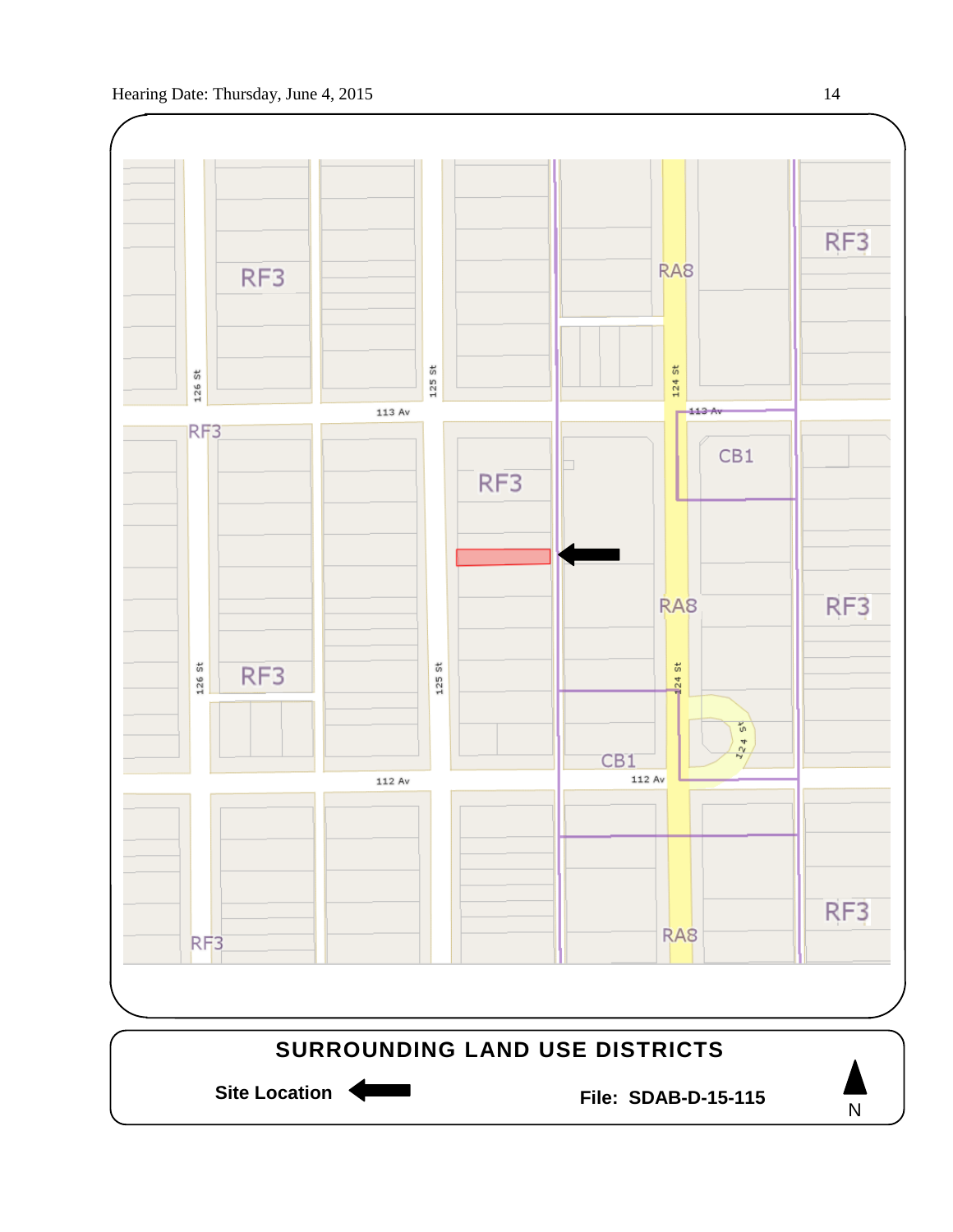RF3

RA8

RF3

RF3

RF3

CB1

RF3

RA8

RF3

RF3

CB1

RF3

RA8

RF3

126 St

125 St

124 St

113 Av

112 Av

**SURROUNDING LAND USE DISTRICTS**

**Site Location** ⬅

**File: SDAB-D-15-115**

N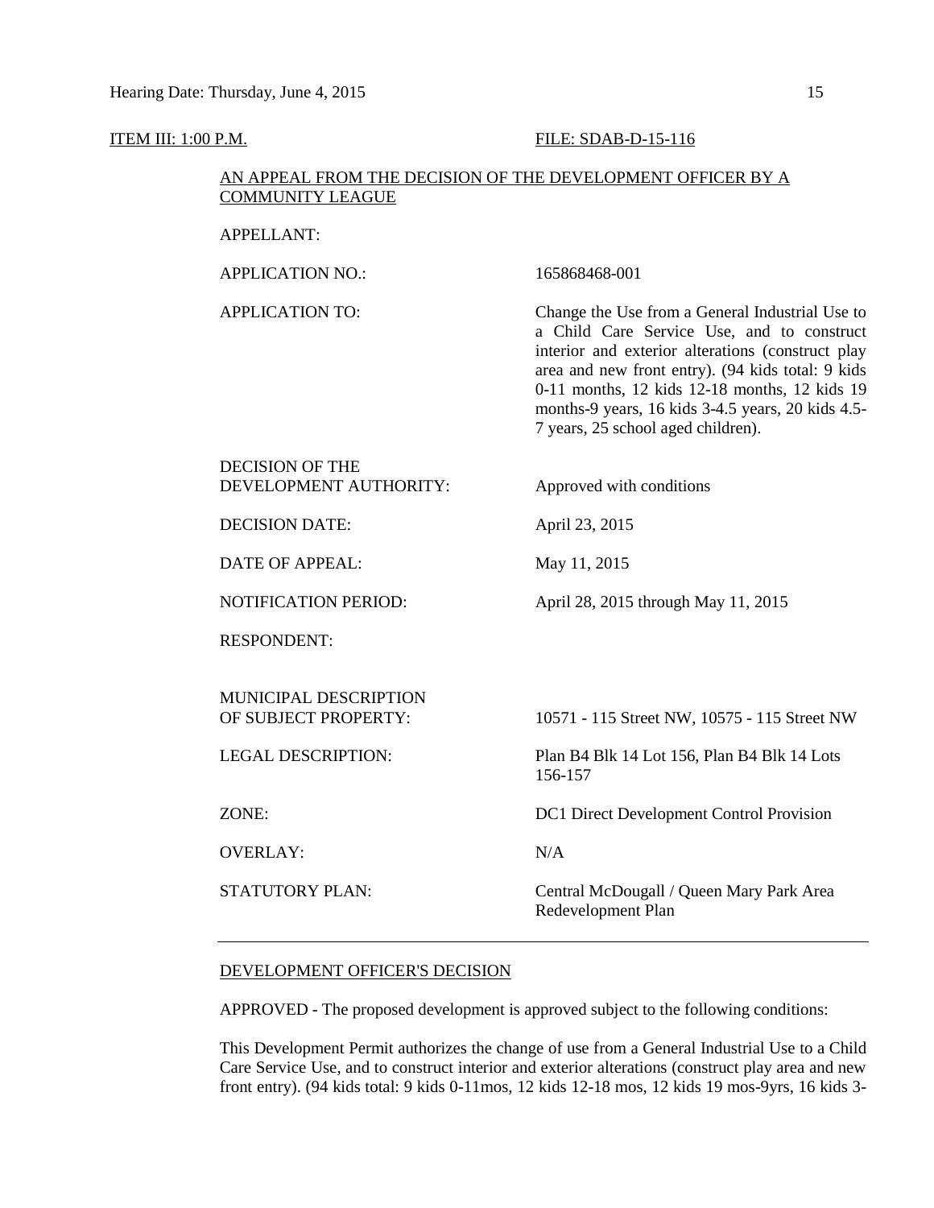ITEM III: 1:00 P.M. FILE: SDAB-D-15-116

AN APPEAL FROM THE DECISION OF THE DEVELOPMENT OFFICER BY A COMMUNITY LEAGUE

| | |
|---|---|
| APPELLANT: | |
| APPLICATION NO.: | 165868468-001 |
| APPLICATION TO: | Change the Use from a General Industrial Use to a Child Care Service Use, and to construct interior and exterior alterations (construct play area and new front entry). (94 kids total: 9 kids 0-11 months, 12 kids 12-18 months, 12 kids 19 months-9 years, 16 kids 3-4.5 years, 20 kids 4.5-7 years, 25 school aged children). |
| DECISION OF THE DEVELOPMENT AUTHORITY: | Approved with conditions |
| DECISION DATE: | April 23, 2015 |
| DATE OF APPEAL: | May 11, 2015 |
| NOTIFICATION PERIOD: | April 28, 2015 through May 11, 2015 |
| RESPONDENT: | |
| MUNICIPAL DESCRIPTION OF SUBJECT PROPERTY: | 10571 - 115 Street NW, 10575 - 115 Street NW |
| LEGAL DESCRIPTION: | Plan B4 Blk 14 Lot 156, Plan B4 Blk 14 Lots 156-157 |
| ZONE: | DC1 Direct Development Control Provision |
| OVERLAY: | N/A |
| STATUTORY PLAN: | Central McDougall / Queen Mary Park Area Redevelopment Plan |

---

DEVELOPMENT OFFICER'S DECISION

APPROVED - The proposed development is approved subject to the following conditions:

This Development Permit authorizes the change of use from a General Industrial Use to a Child Care Service Use, and to construct interior and exterior alterations (construct play area and new front entry). (94 kids total: 9 kids 0-11mos, 12 kids 12-18 mos, 12 kids 19 mos-9yrs, 16 kids 3-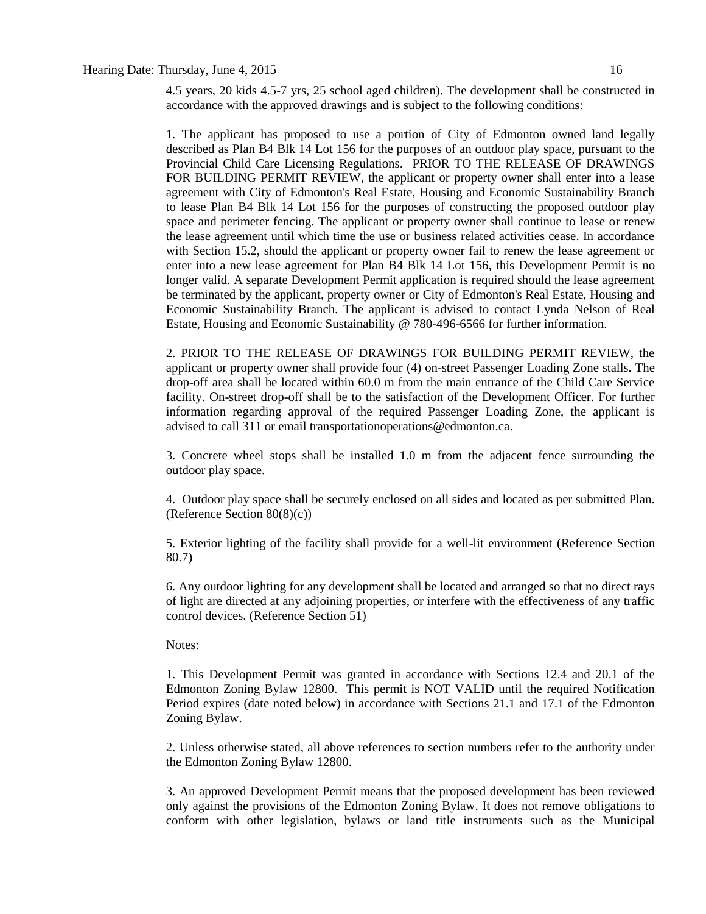4.5 years, 20 kids 4.5-7 yrs, 25 school aged children). The development shall be constructed in accordance with the approved drawings and is subject to the following conditions:

1. The applicant has proposed to use a portion of City of Edmonton owned land legally described as Plan B4 Blk 14 Lot 156 for the purposes of an outdoor play space, pursuant to the Provincial Child Care Licensing Regulations. PRIOR TO THE RELEASE OF DRAWINGS FOR BUILDING PERMIT REVIEW, the applicant or property owner shall enter into a lease agreement with City of Edmonton's Real Estate, Housing and Economic Sustainability Branch to lease Plan B4 Blk 14 Lot 156 for the purposes of constructing the proposed outdoor play space and perimeter fencing. The applicant or property owner shall continue to lease or renew the lease agreement until which time the use or business related activities cease. In accordance with Section 15.2, should the applicant or property owner fail to renew the lease agreement or enter into a new lease agreement for Plan B4 Blk 14 Lot 156, this Development Permit is no longer valid. A separate Development Permit application is required should the lease agreement be terminated by the applicant, property owner or City of Edmonton's Real Estate, Housing and Economic Sustainability Branch. The applicant is advised to contact Lynda Nelson of Real Estate, Housing and Economic Sustainability @ 780-496-6566 for further information.

2. PRIOR TO THE RELEASE OF DRAWINGS FOR BUILDING PERMIT REVIEW, the applicant or property owner shall provide four (4) on-street Passenger Loading Zone stalls. The drop-off area shall be located within 60.0 m from the main entrance of the Child Care Service facility. On-street drop-off shall be to the satisfaction of the Development Officer. For further information regarding approval of the required Passenger Loading Zone, the applicant is advised to call 311 or email transportationoperations@edmonton.ca.

3. Concrete wheel stops shall be installed 1.0 m from the adjacent fence surrounding the outdoor play space.

4. Outdoor play space shall be securely enclosed on all sides and located as per submitted Plan. (Reference Section 80(8)(c))

5. Exterior lighting of the facility shall provide for a well-lit environment (Reference Section 80.7)

6. Any outdoor lighting for any development shall be located and arranged so that no direct rays of light are directed at any adjoining properties, or interfere with the effectiveness of any traffic control devices. (Reference Section 51)

Notes:

1. This Development Permit was granted in accordance with Sections 12.4 and 20.1 of the Edmonton Zoning Bylaw 12800. This permit is NOT VALID until the required Notification Period expires (date noted below) in accordance with Sections 21.1 and 17.1 of the Edmonton Zoning Bylaw.

2. Unless otherwise stated, all above references to section numbers refer to the authority under the Edmonton Zoning Bylaw 12800.

3. An approved Development Permit means that the proposed development has been reviewed only against the provisions of the Edmonton Zoning Bylaw. It does not remove obligations to conform with other legislation, bylaws or land title instruments such as the Municipal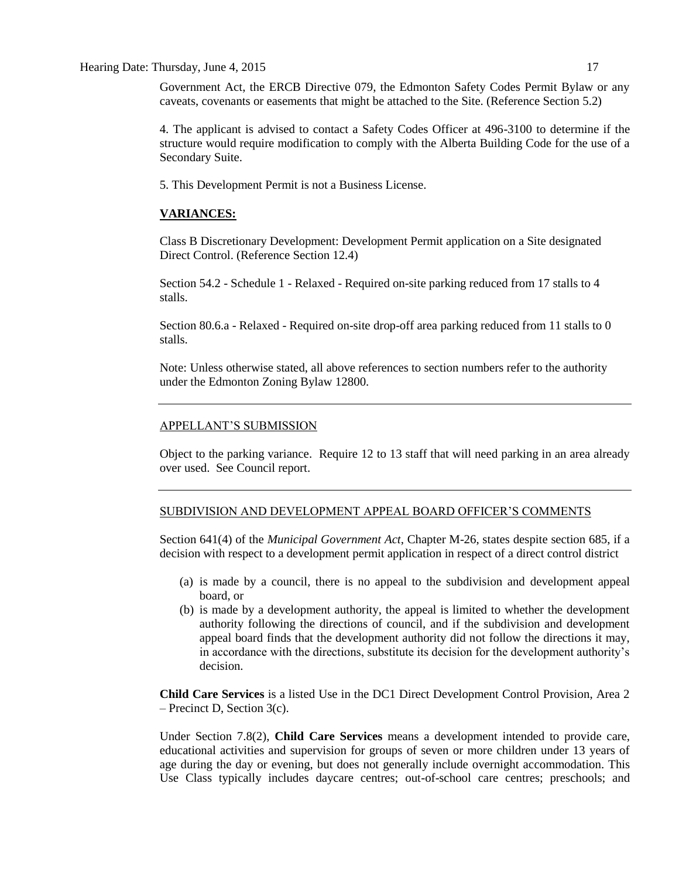Government Act, the ERCB Directive 079, the Edmonton Safety Codes Permit Bylaw or any caveats, covenants or easements that might be attached to the Site. (Reference Section 5.2)

4. The applicant is advised to contact a Safety Codes Officer at 496-3100 to determine if the structure would require modification to comply with the Alberta Building Code for the use of a Secondary Suite.

5. This Development Permit is not a Business License.

**VARIANCES:**

Class B Discretionary Development: Development Permit application on a Site designated Direct Control. (Reference Section 12.4)

Section 54.2 - Schedule 1 - Relaxed - Required on-site parking reduced from 17 stalls to 4 stalls.

Section 80.6.a - Relaxed - Required on-site drop-off area parking reduced from 11 stalls to 0 stalls.

Note: Unless otherwise stated, all above references to section numbers refer to the authority under the Edmonton Zoning Bylaw 12800.

---

APPELLANT'S SUBMISSION

Object to the parking variance. Require 12 to 13 staff that will need parking in an area already over used. See Council report.

---

SUBDIVISION AND DEVELOPMENT APPEAL BOARD OFFICER'S COMMENTS

Section 641(4) of the *Municipal Government Act*, Chapter M-26, states despite section 685, if a decision with respect to a development permit application in respect of a direct control district

(a) is made by a council, there is no appeal to the subdivision and development appeal board, or

(b) is made by a development authority, the appeal is limited to whether the development authority following the directions of council, and if the subdivision and development appeal board finds that the development authority did not follow the directions it may, in accordance with the directions, substitute its decision for the development authority's decision.

**Child Care Services** is a listed Use in the DC1 Direct Development Control Provision, Area 2 – Precinct D, Section 3(c).

Under Section 7.8(2), **Child Care Services** means a development intended to provide care, educational activities and supervision for groups of seven or more children under 13 years of age during the day or evening, but does not generally include overnight accommodation. This Use Class typically includes daycare centres; out-of-school care centres; preschools; and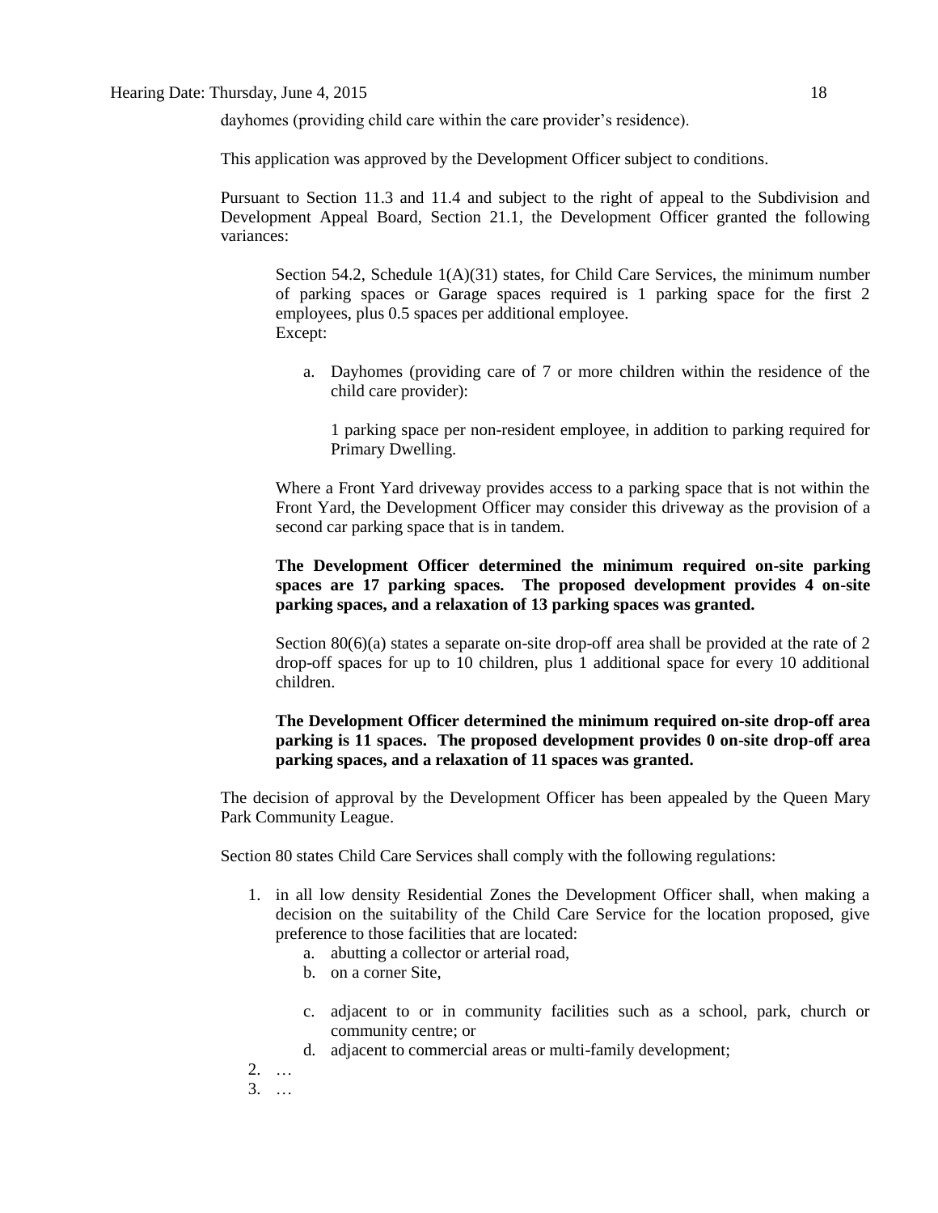dayhomes (providing child care within the care provider's residence).

This application was approved by the Development Officer subject to conditions.

Pursuant to Section 11.3 and 11.4 and subject to the right of appeal to the Subdivision and Development Appeal Board, Section 21.1, the Development Officer granted the following variances:

> Section 54.2, Schedule 1(A)(31) states, for Child Care Services, the minimum number of parking spaces or Garage spaces required is 1 parking space for the first 2 employees, plus 0.5 spaces per additional employee.
> Except:
>
> a. Dayhomes (providing care of 7 or more children within the residence of the child care provider):
>
>    1 parking space per non-resident employee, in addition to parking required for Primary Dwelling.
>
> Where a Front Yard driveway provides access to a parking space that is not within the Front Yard, the Development Officer may consider this driveway as the provision of a second car parking space that is in tandem.
>
> **The Development Officer determined the minimum required on-site parking spaces are 17 parking spaces. The proposed development provides 4 on-site parking spaces, and a relaxation of 13 parking spaces was granted.**
>
> Section 80(6)(a) states a separate on-site drop-off area shall be provided at the rate of 2 drop-off spaces for up to 10 children, plus 1 additional space for every 10 additional children.
>
> **The Development Officer determined the minimum required on-site drop-off area parking is 11 spaces. The proposed development provides 0 on-site drop-off area parking spaces, and a relaxation of 11 spaces was granted.**

The decision of approval by the Development Officer has been appealed by the Queen Mary Park Community League.

Section 80 states Child Care Services shall comply with the following regulations:

1. in all low density Residential Zones the Development Officer shall, when making a decision on the suitability of the Child Care Service for the location proposed, give preference to those facilities that are located:
   a. abutting a collector or arterial road,
   b. on a corner Site,
   c. adjacent to or in community facilities such as a school, park, church or community centre; or
   d. adjacent to commercial areas or multi-family development;
2. …
3. …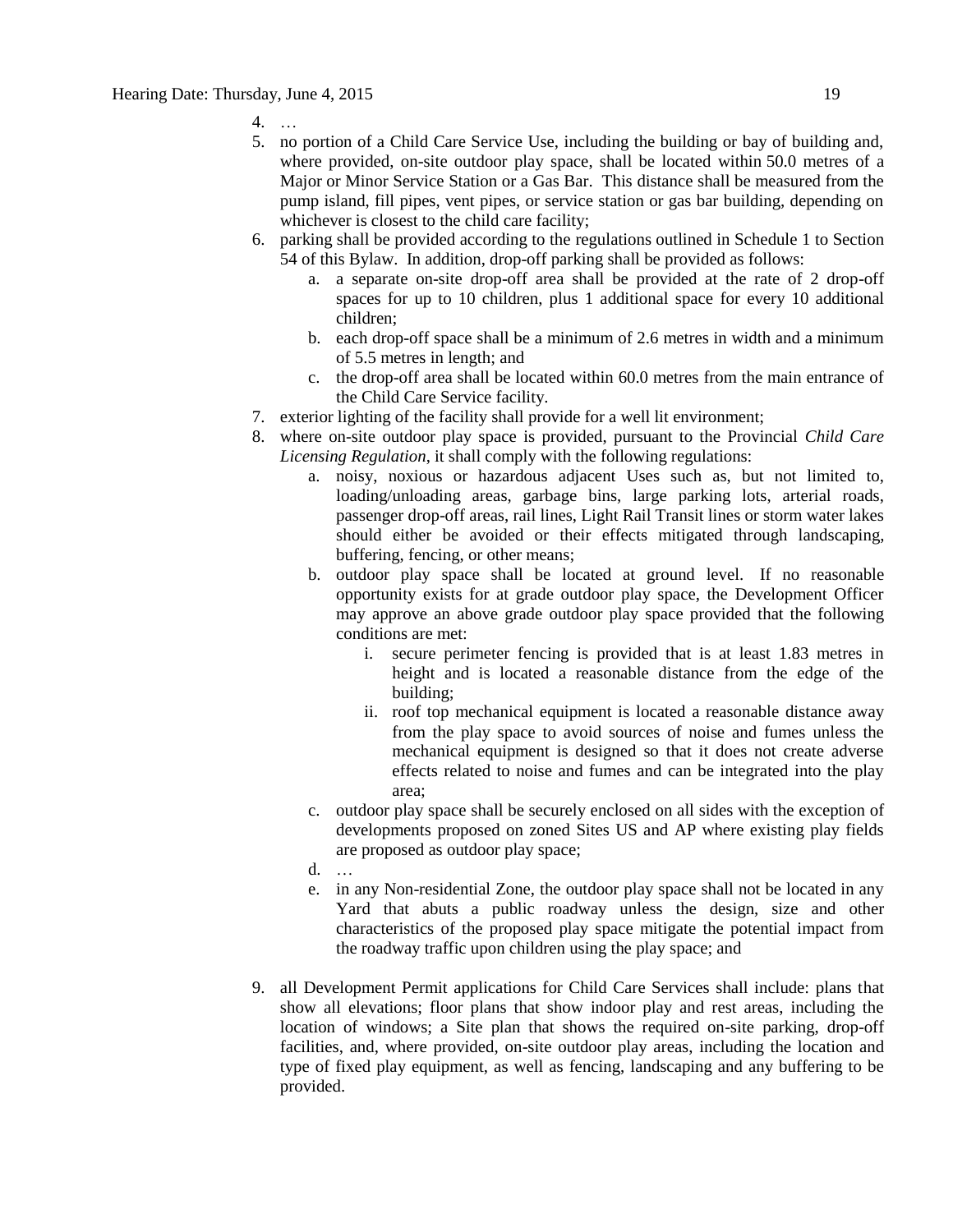4. …
5. no portion of a Child Care Service Use, including the building or bay of building and, where provided, on-site outdoor play space, shall be located within 50.0 metres of a Major or Minor Service Station or a Gas Bar. This distance shall be measured from the pump island, fill pipes, vent pipes, or service station or gas bar building, depending on whichever is closest to the child care facility;
6. parking shall be provided according to the regulations outlined in Schedule 1 to Section 54 of this Bylaw. In addition, drop-off parking shall be provided as follows:
    a. a separate on-site drop-off area shall be provided at the rate of 2 drop-off spaces for up to 10 children, plus 1 additional space for every 10 additional children;
    b. each drop-off space shall be a minimum of 2.6 metres in width and a minimum of 5.5 metres in length; and
    c. the drop-off area shall be located within 60.0 metres from the main entrance of the Child Care Service facility.
7. exterior lighting of the facility shall provide for a well lit environment;
8. where on-site outdoor play space is provided, pursuant to the Provincial *Child Care Licensing Regulation*, it shall comply with the following regulations:
    a. noisy, noxious or hazardous adjacent Uses such as, but not limited to, loading/unloading areas, garbage bins, large parking lots, arterial roads, passenger drop-off areas, rail lines, Light Rail Transit lines or storm water lakes should either be avoided or their effects mitigated through landscaping, buffering, fencing, or other means;
    b. outdoor play space shall be located at ground level. If no reasonable opportunity exists for at grade outdoor play space, the Development Officer may approve an above grade outdoor play space provided that the following conditions are met:
        i. secure perimeter fencing is provided that is at least 1.83 metres in height and is located a reasonable distance from the edge of the building;
        ii. roof top mechanical equipment is located a reasonable distance away from the play space to avoid sources of noise and fumes unless the mechanical equipment is designed so that it does not create adverse effects related to noise and fumes and can be integrated into the play area;
    c. outdoor play space shall be securely enclosed on all sides with the exception of developments proposed on zoned Sites US and AP where existing play fields are proposed as outdoor play space;
    d. …
    e. in any Non-residential Zone, the outdoor play space shall not be located in any Yard that abuts a public roadway unless the design, size and other characteristics of the proposed play space mitigate the potential impact from the roadway traffic upon children using the play space; and
9. all Development Permit applications for Child Care Services shall include: plans that show all elevations; floor plans that show indoor play and rest areas, including the location of windows; a Site plan that shows the required on-site parking, drop-off facilities, and, where provided, on-site outdoor play areas, including the location and type of fixed play equipment, as well as fencing, landscaping and any buffering to be provided.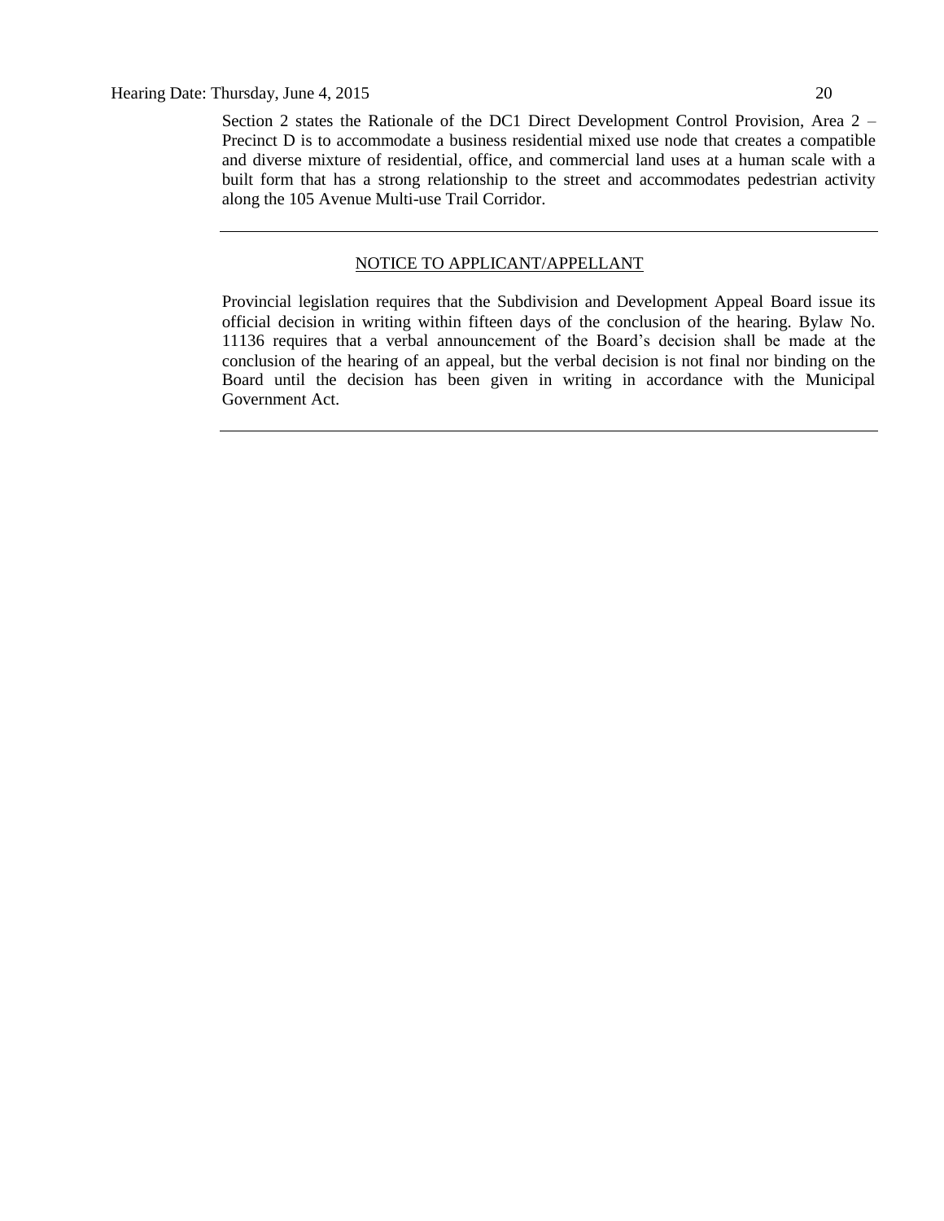Section 2 states the Rationale of the DC1 Direct Development Control Provision, Area 2 – Precinct D is to accommodate a business residential mixed use node that creates a compatible and diverse mixture of residential, office, and commercial land uses at a human scale with a built form that has a strong relationship to the street and accommodates pedestrian activity along the 105 Avenue Multi-use Trail Corridor.

---

## NOTICE TO APPLICANT/APPELLANT

Provincial legislation requires that the Subdivision and Development Appeal Board issue its official decision in writing within fifteen days of the conclusion of the hearing. Bylaw No. 11136 requires that a verbal announcement of the Board's decision shall be made at the conclusion of the hearing of an appeal, but the verbal decision is not final nor binding on the Board until the decision has been given in writing in accordance with the Municipal Government Act.

---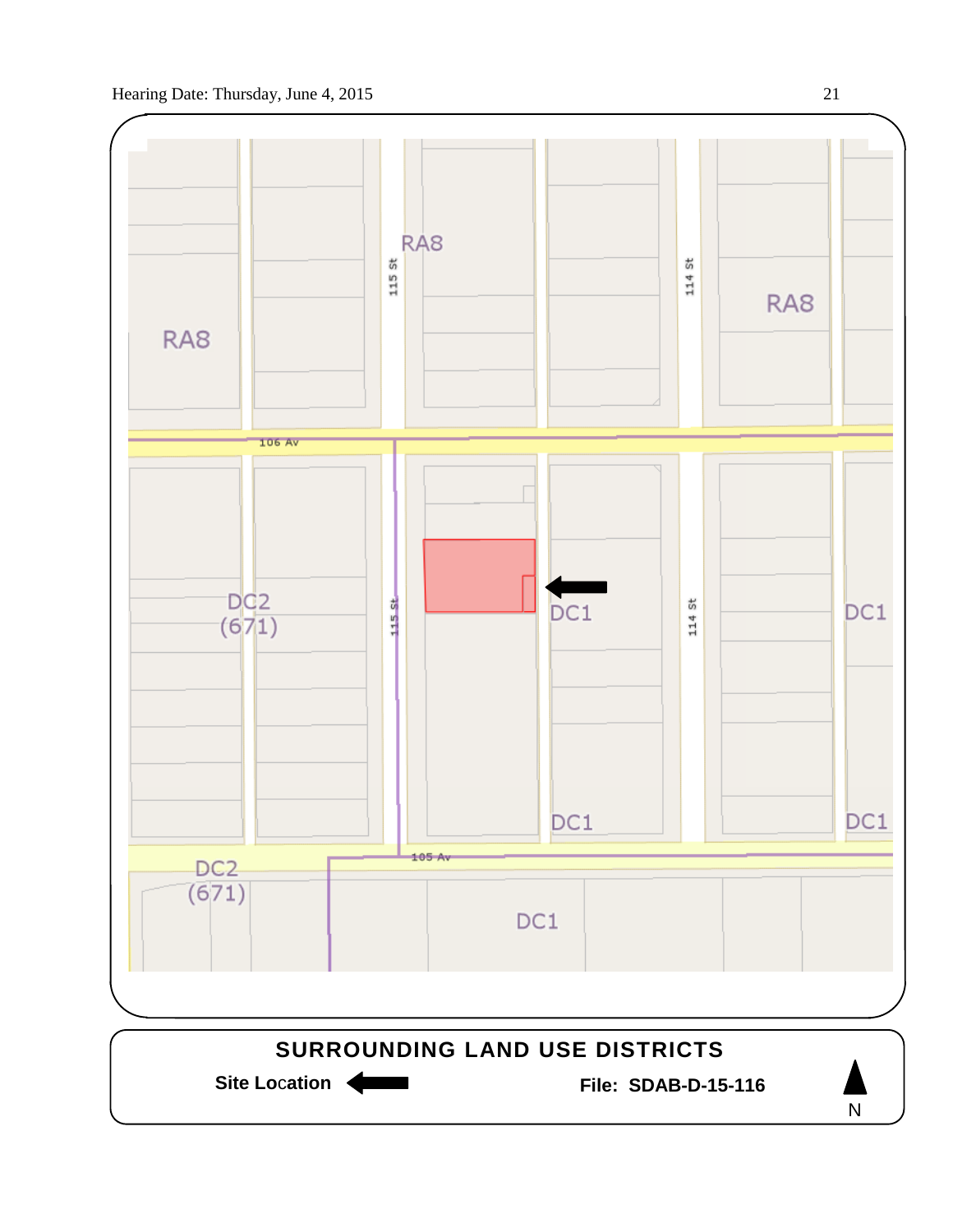RA8

RA8

RA8

115 St

114 St

106 Av

DC2 (671)

115 St

DC1

114 St

DC1

DC1

DC1

105 Av

DC2 (671)

DC1

**SURROUNDING LAND USE DISTRICTS**

**Site Location** ⬅

**File: SDAB-D-15-116**

N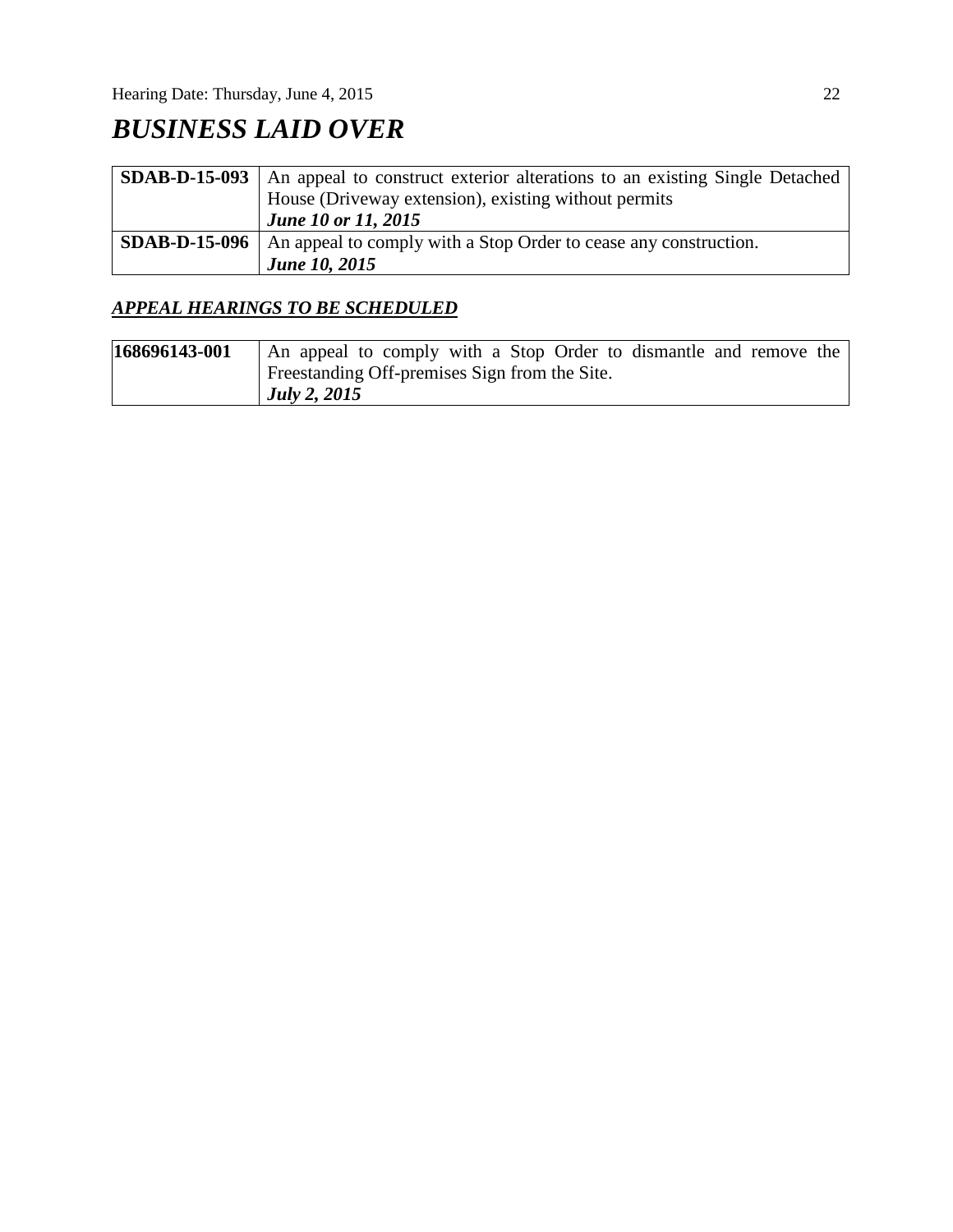# *BUSINESS LAID OVER*

| | |
|---|---|
| **SDAB-D-15-093** | An appeal to construct exterior alterations to an existing Single Detached House (Driveway extension), existing without permits<br>***June 10 or 11, 2015*** |
| **SDAB-D-15-096** | An appeal to comply with a Stop Order to cease any construction.<br>***June 10, 2015*** |

## ***APPEAL HEARINGS TO BE SCHEDULED***

| | |
|---|---|
| **168696143-001** | An appeal to comply with a Stop Order to dismantle and remove the Freestanding Off-premises Sign from the Site.<br>***July 2, 2015*** |